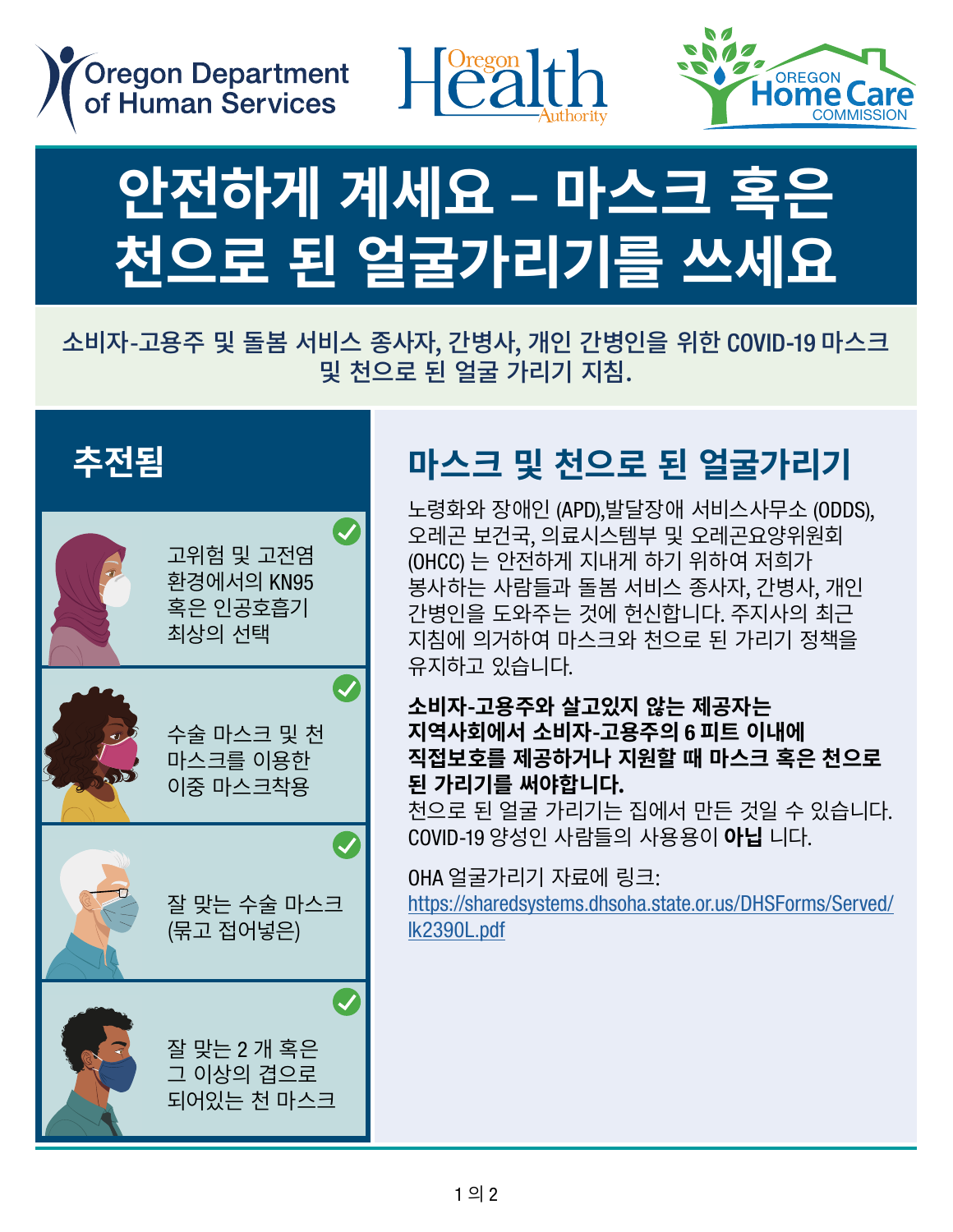Oregon Department of Human Services | Oregon Health Authority | Oregon Home Care Commission

# 안전하게 계세요 – 마스크 혹은 천으로 된 얼굴가리기를 쓰세요

소비자-고용주 및 돌봄 서비스 종사자, 간병사, 개인 간병인을 위한 COVID-19 마스크 및 천으로 된 얼굴 가리기 지침.

## 추전됨

- 고위험 및 고전염 환경에서의 KN95 혹은 인공호흡기 최상의 선택
- 수술 마스크 및 천 마스크를 이용한 이중 마스크착용
- 잘 맞는 수술 마스크 (묶고 접어넣은)
- 잘 맞는 2 개 혹은 그 이상의 겹으로 되어있는 천 마스크

## 마스크 및 천으로 된 얼굴가리기

노령화와 장애인 (APD),발달장애 서비스사무소 (ODDS), 오레곤 보건국, 의료시스템부 및 오레곤요양위원회 (OHCC) 는 안전하게 지내게 하기 위하여 저희가 봉사하는 사람들과 돌봄 서비스 종사자, 간병사, 개인 간병인을 도와주는 것에 헌신합니다. 주지사의 최근 지침에 의거하여 마스크와 천으로 된 가리기 정책을 유지하고 있습니다.

**소비자-고용주와 살고있지 않는 제공자는 지역사회에서 소비자-고용주의 6 피트 이내에 직접보호를 제공하거나 지원할 때 마스크 혹은 천으로 된 가리기를 써야합니다.**
천으로 된 얼굴 가리기는 집에서 만든 것일 수 있습니다. COVID-19 양성인 사람들의 사용용이 **아닙** 니다.

OHA 얼굴가리기 자료에 링크: https://sharedsystems.dhsoha.state.or.us/DHSForms/Served/lk2390L.pdf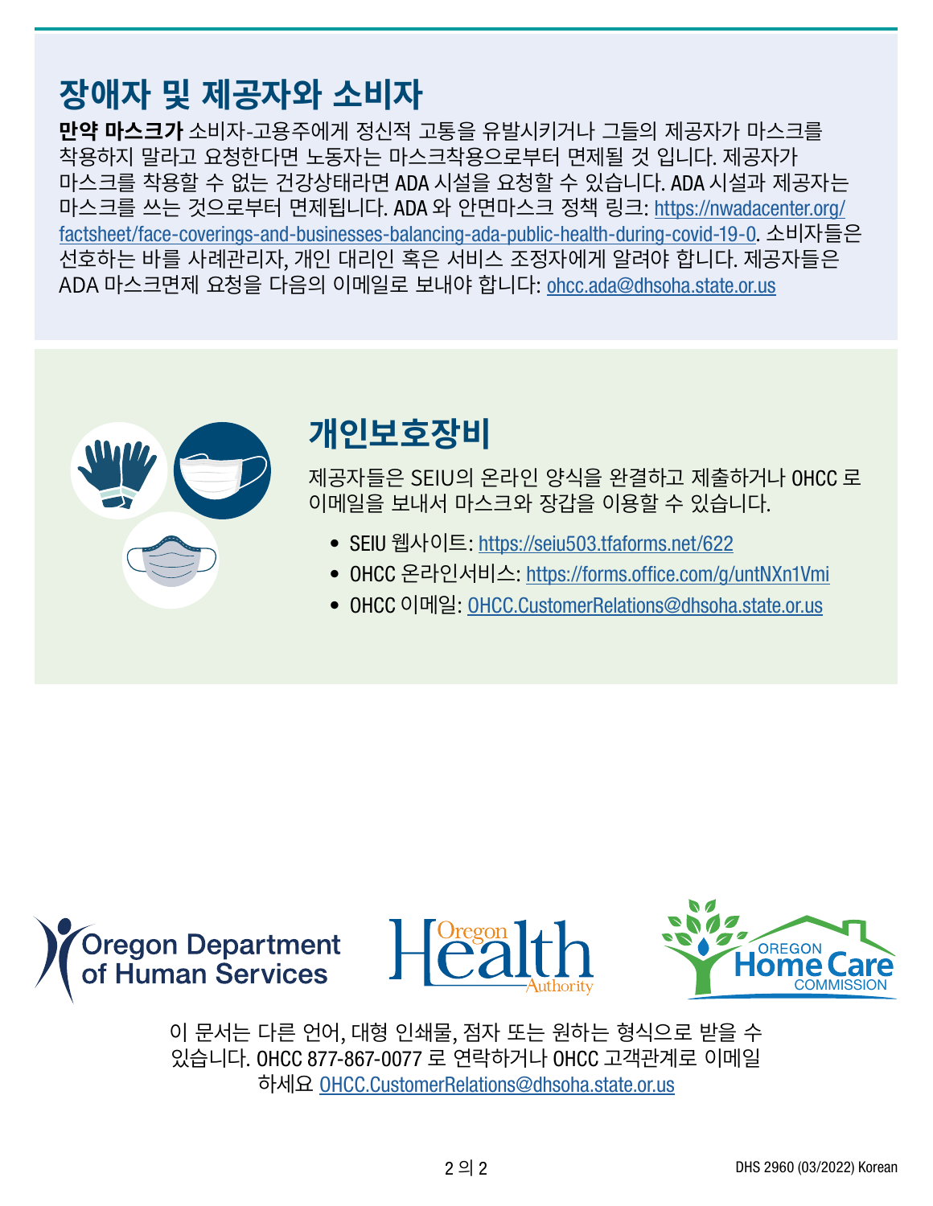## 장애자 및 제공자와 소비자

**만약 마스크가** 소비자-고용주에게 정신적 고통을 유발시키거나 그들의 제공자가 마스크를 착용하지 말라고 요청한다면 노동자는 마스크착용으로부터 면제될 것 입니다. 제공자가 마스크를 착용할 수 없는 건강상태라면 ADA 시설을 요청할 수 있습니다. ADA 시설과 제공자는 마스크를 쓰는 것으로부터 면제됩니다. ADA 와 안면마스크 정책 링크: https://nwadacenter.org/factsheet/face-coverings-and-businesses-balancing-ada-public-health-during-covid-19-0. 소비자들은 선호하는 바를 사례관리자, 개인 대리인 혹은 서비스 조정자에게 알려야 합니다. 제공자들은 ADA 마스크면제 요청을 다음의 이메일로 보내야 합니다: ohcc.ada@dhsoha.state.or.us

## 개인보호장비

제공자들은 SEIU의 온라인 양식을 완결하고 제출하거나 OHCC 로 이메일을 보내서 마스크와 장갑을 이용할 수 있습니다.

- SEIU 웹사이트: https://seiu503.tfaforms.net/622
- OHCC 온라인서비스: https://forms.office.com/g/untNXn1Vmi
- OHCC 이메일: OHCC.CustomerRelations@dhsoha.state.or.us

Oregon Department of Human Services

Oregon Health Authority

Oregon Home Care Commission

이 문서는 다른 언어, 대형 인쇄물, 점자 또는 원하는 형식으로 받을 수 있습니다. OHCC 877-867-0077 로 연락하거나 OHCC 고객관계로 이메일 하세요 OHCC.CustomerRelations@dhsoha.state.or.us

DHS 2960 (03/2022) Korean